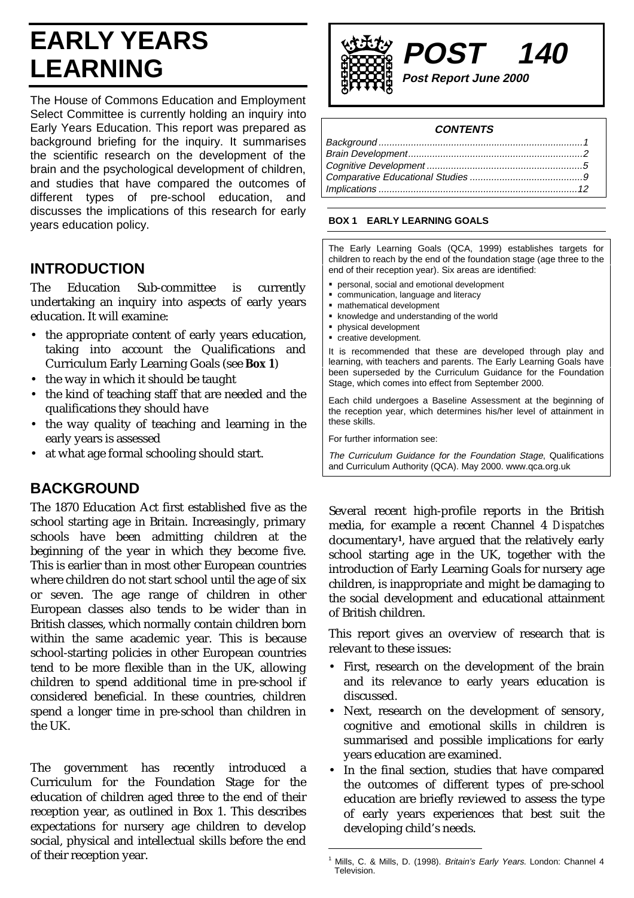# EARLY YEARS LEARNING

**POST 140**

***Post Report June 2000***

The House of Commons Education and Employment Select Committee is currently holding an inquiry into Early Years Education. This report was prepared as background briefing for the inquiry. It summarises the scientific research on the development of the brain and the psychological development of children, and studies that have compared the outcomes of different types of pre-school education, and discusses the implications of this research for early years education policy.

**CONTENTS**

*Background ........................................................................... 1*
*Brain Development................................................................ 2*
*Cognitive Development ......................................................... 5*
*Comparative Educational Studies ......................................... 9*
*Implications ......................................................................... 12*

## INTRODUCTION

The Education Sub-committee is currently undertaking an inquiry into aspects of early years education. It will examine:

- the appropriate content of early years education, taking into account the Qualifications and Curriculum Early Learning Goals (see **Box 1**)
- the way in which it should be taught
- the kind of teaching staff that are needed and the qualifications they should have
- the way quality of teaching and learning in the early years is assessed
- at what age formal schooling should start.

**BOX 1 EARLY LEARNING GOALS**

The Early Learning Goals (QCA, 1999) establishes targets for children to reach by the end of the foundation stage (age three to the end of their reception year). Six areas are identified:

- personal, social and emotional development
- communication, language and literacy
- mathematical development
- knowledge and understanding of the world
- physical development
- creative development.

It is recommended that these are developed through play and learning, with teachers and parents. The Early Learning Goals have been superseded by the Curriculum Guidance for the Foundation Stage, which comes into effect from September 2000.

Each child undergoes a Baseline Assessment at the beginning of the reception year, which determines his/her level of attainment in these skills.

For further information see:

*The Curriculum Guidance for the Foundation Stage*, Qualifications and Curriculum Authority (QCA). May 2000. www.qca.org.uk

## BACKGROUND

The 1870 Education Act first established five as the school starting age in Britain. Increasingly, primary schools have been admitting children at the beginning of the year in which they become five. This is earlier than in most other European countries where children do not start school until the age of six or seven. The age range of children in other European classes also tends to be wider than in British classes, which normally contain children born within the same academic year. This is because school-starting policies in other European countries tend to be more flexible than in the UK, allowing children to spend additional time in pre-school if considered beneficial. In these countries, children spend a longer time in pre-school than children in the UK.

The government has recently introduced a Curriculum for the Foundation Stage for the education of children aged three to the end of their reception year, as outlined in Box 1. This describes expectations for nursery age children to develop social, physical and intellectual skills before the end of their reception year.

Several recent high-profile reports in the British media, for example a recent Channel 4 *Dispatches* documentary[1], have argued that the relatively early school starting age in the UK, together with the introduction of Early Learning Goals for nursery age children, is inappropriate and might be damaging to the social development and educational attainment of British children.

This report gives an overview of research that is relevant to these issues:

- First, research on the development of the brain and its relevance to early years education is discussed.
- Next, research on the development of sensory, cognitive and emotional skills in children is summarised and possible implications for early years education are examined.
- In the final section, studies that have compared the outcomes of different types of pre-school education are briefly reviewed to assess the type of early years experiences that best suit the developing child's needs.

[1] Mills, C. & Mills, D. (1998). *Britain's Early Years.* London: Channel 4 Television.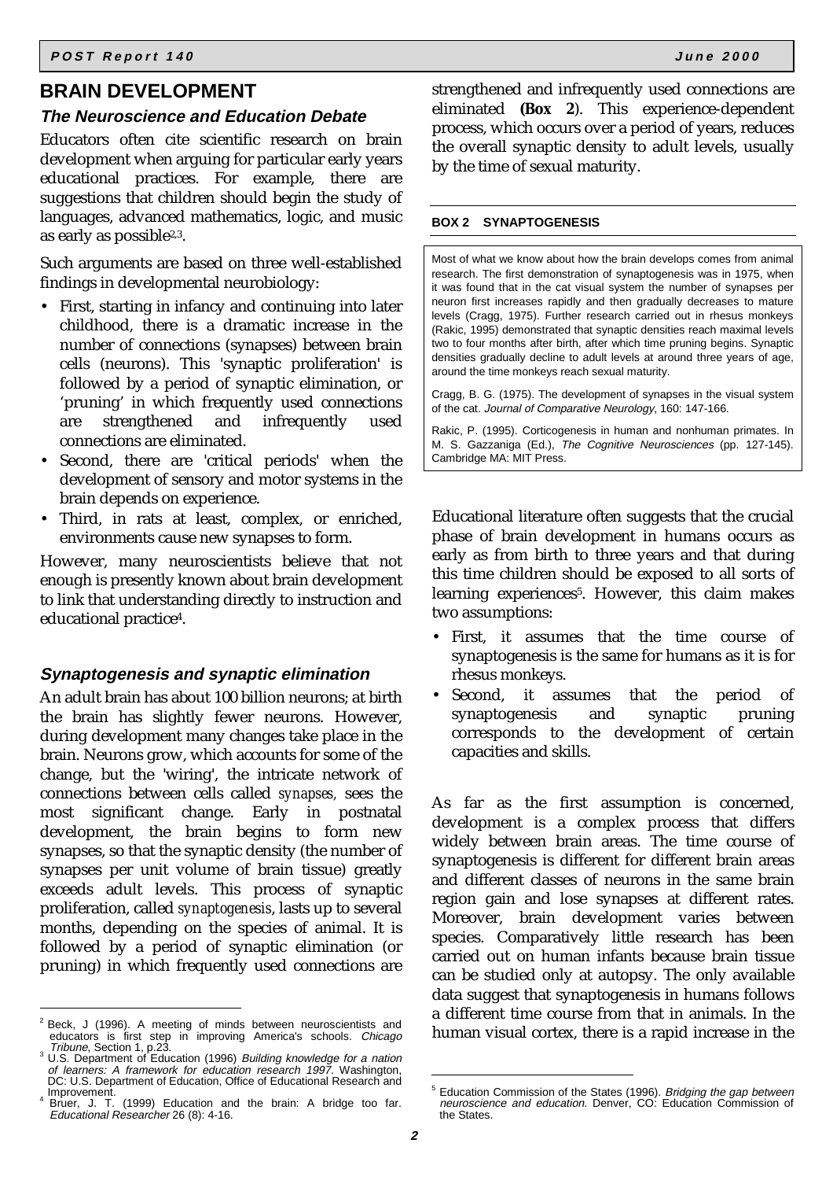# BRAIN DEVELOPMENT

### *The Neuroscience and Education Debate*

Educators often cite scientific research on brain development when arguing for particular early years educational practices. For example, there are suggestions that children should begin the study of languages, advanced mathematics, logic, and music as early as possible[2,3].

Such arguments are based on three well-established findings in developmental neurobiology:

- First, starting in infancy and continuing into later childhood, there is a dramatic increase in the number of connections (synapses) between brain cells (neurons). This 'synaptic proliferation' is followed by a period of synaptic elimination, or 'pruning' in which frequently used connections are strengthened and infrequently used connections are eliminated.
- Second, there are 'critical periods' when the development of sensory and motor systems in the brain depends on experience.
- Third, in rats at least, complex, or enriched, environments cause new synapses to form.

However, many neuroscientists believe that not enough is presently known about brain development to link that understanding directly to instruction and educational practice[4].

### *Synaptogenesis and synaptic elimination*

An adult brain has about 100 billion neurons; at birth the brain has slightly fewer neurons. However, during development many changes take place in the brain. Neurons grow, which accounts for some of the change, but the 'wiring', the intricate network of connections between cells called *synapses,* sees the most significant change. Early in postnatal development, the brain begins to form new synapses, so that the synaptic density (the number of synapses per unit volume of brain tissue) greatly exceeds adult levels. This process of synaptic proliferation, called *synaptogenesis*, lasts up to several months, depending on the species of animal. It is followed by a period of synaptic elimination (or pruning) in which frequently used connections are strengthened and infrequently used connections are eliminated **(Box 2**). This experience-dependent process, which occurs over a period of years, reduces the overall synaptic density to adult levels, usually by the time of sexual maturity.

**BOX 2 SYNAPTOGENESIS**

Most of what we know about how the brain develops comes from animal research. The first demonstration of synaptogenesis was in 1975, when it was found that in the cat visual system the number of synapses per neuron first increases rapidly and then gradually decreases to mature levels (Cragg, 1975). Further research carried out in rhesus monkeys (Rakic, 1995) demonstrated that synaptic densities reach maximal levels two to four months after birth, after which time pruning begins. Synaptic densities gradually decline to adult levels at around three years of age, around the time monkeys reach sexual maturity.

Cragg, B. G. (1975). The development of synapses in the visual system of the cat. *Journal of Comparative Neurology*, 160: 147-166.

Rakic, P. (1995). Corticogenesis in human and nonhuman primates. In M. S. Gazzaniga (Ed.), *The Cognitive Neurosciences* (pp. 127-145). Cambridge MA: MIT Press.

Educational literature often suggests that the crucial phase of brain development in humans occurs as early as from birth to three years and that during this time children should be exposed to all sorts of learning experiences[5]. However, this claim makes two assumptions:

- First, it assumes that the time course of synaptogenesis is the same for humans as it is for rhesus monkeys.
- Second, it assumes that the period of synaptogenesis and synaptic pruning corresponds to the development of certain capacities and skills.

As far as the first assumption is concerned, development is a complex process that differs widely between brain areas. The time course of synaptogenesis is different for different brain areas and different classes of neurons in the same brain region gain and lose synapses at different rates. Moreover, brain development varies between species. Comparatively little research has been carried out on human infants because brain tissue can be studied only at autopsy. The only available data suggest that synaptogenesis in humans follows a different time course from that in animals. In the human visual cortex, there is a rapid increase in the

---

[2] Beck, J (1996). A meeting of minds between neuroscientists and educators is first step in improving America's schools. *Chicago Tribune*, Section 1, p.23.

[3] U.S. Department of Education (1996) *Building knowledge for a nation of learners: A framework for education research 1997.* Washington, DC: U.S. Department of Education, Office of Educational Research and Improvement.

[4] Bruer, J. T. (1999) Education and the brain: A bridge too far. *Educational Researcher* 26 (8): 4-16.

[5] Education Commission of the States (1996). *Bridging the gap between neuroscience and education.* Denver, CO: Education Commission of the States.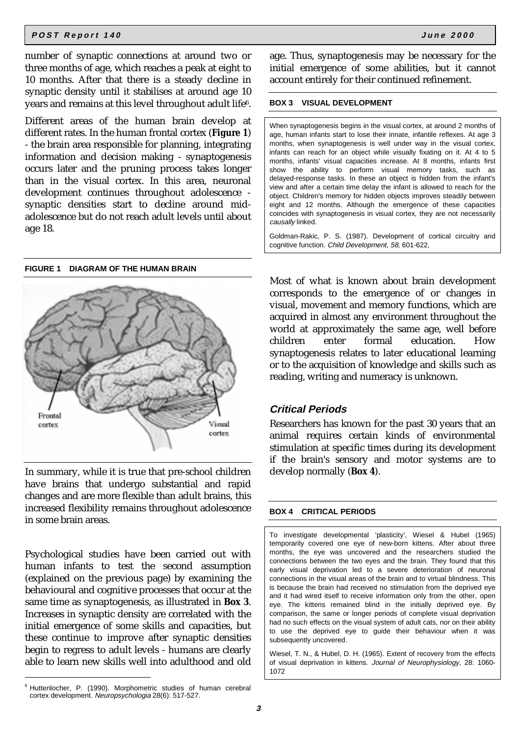number of synaptic connections at around two or three months of age, which reaches a peak at eight to 10 months. After that there is a steady decline in synaptic density until it stabilises at around age 10 years and remains at this level throughout adult life[6].

Different areas of the human brain develop at different rates. In the human frontal cortex (**Figure 1**) - the brain area responsible for planning, integrating information and decision making - synaptogenesis occurs later and the pruning process takes longer than in the visual cortex. In this area, neuronal development continues throughout adolescence - synaptic densities start to decline around mid-adolescence but do not reach adult levels until about age 18.

**FIGURE 1 DIAGRAM OF THE HUMAN BRAIN**

Frontal cortex

Visual cortex

In summary, while it is true that pre-school children have brains that undergo substantial and rapid changes and are more flexible than adult brains, this increased flexibility remains throughout adolescence in some brain areas.

Psychological studies have been carried out with human infants to test the second assumption (explained on the previous page) by examining the behavioural and cognitive processes that occur at the same time as synaptogenesis, as illustrated in **Box 3**. Increases in synaptic density are correlated with the initial emergence of some skills and capacities, but these continue to improve after synaptic densities begin to regress to adult levels - humans are clearly able to learn new skills well into adulthood and old age. Thus, synaptogenesis may be necessary for the initial emergence of some abilities, but it cannot account entirely for their continued refinement.

**BOX 3 VISUAL DEVELOPMENT**

When synaptogenesis begins in the visual cortex, at around 2 months of age, human infants start to lose their innate, infantile reflexes. At age 3 months, when synaptogenesis is well under way in the visual cortex, infants can reach for an object while visually fixating on it. At 4 to 5 months, infants' visual capacities increase. At 8 months, infants first show the ability to perform visual memory tasks, such as delayed-response tasks. In these an object is hidden from the infant's view and after a certain time delay the infant is allowed to reach for the object. Children's memory for hidden objects improves steadily between eight and 12 months. Although the emergence of these capacities coincides with synaptogenesis in visual cortex, they are not necessarily *causally* linked.

Goldman-Rakic, P. S. (1987). Development of cortical circuitry and cognitive function. *Child Development, 58*, 601-622,

Most of what is known about brain development corresponds to the emergence of or changes in visual, movement and memory functions, which are acquired in almost any environment throughout the world at approximately the same age, well before children enter formal education. How synaptogenesis relates to later educational learning or to the acquisition of knowledge and skills such as reading, writing and numeracy is unknown.

## *Critical Periods*

Researchers has known for the past 30 years that an animal requires certain kinds of environmental stimulation at specific times during its development if the brain's sensory and motor systems are to develop normally (**Box 4**).

**BOX 4 CRITICAL PERIODS**

To investigate developmental 'plasticity', Wiesel & Hubel (1965) temporarily covered one eye of new-born kittens. After about three months, the eye was uncovered and the researchers studied the connections between the two eyes and the brain. They found that this early visual deprivation led to a severe deterioration of neuronal connections in the visual areas of the brain and to virtual blindness. This is because the brain had received no stimulation from the deprived eye and it had wired itself to receive information only from the other, open eye. The kittens remained blind in the initially deprived eye. By comparison, the same or longer periods of complete visual deprivation had no such effects on the visual system of adult cats, nor on their ability to use the deprived eye to guide their behaviour when it was subsequently uncovered.

Wiesel, T. N., & Hubel, D. H. (1965). Extent of recovery from the effects of visual deprivation in kittens. *Journal of Neurophysiology*, 28: 1060-1072

[6] Huttenlocher, P. (1990). Morphometric studies of human cerebral cortex development. *Neuropsychologia* 28(6): 517-527.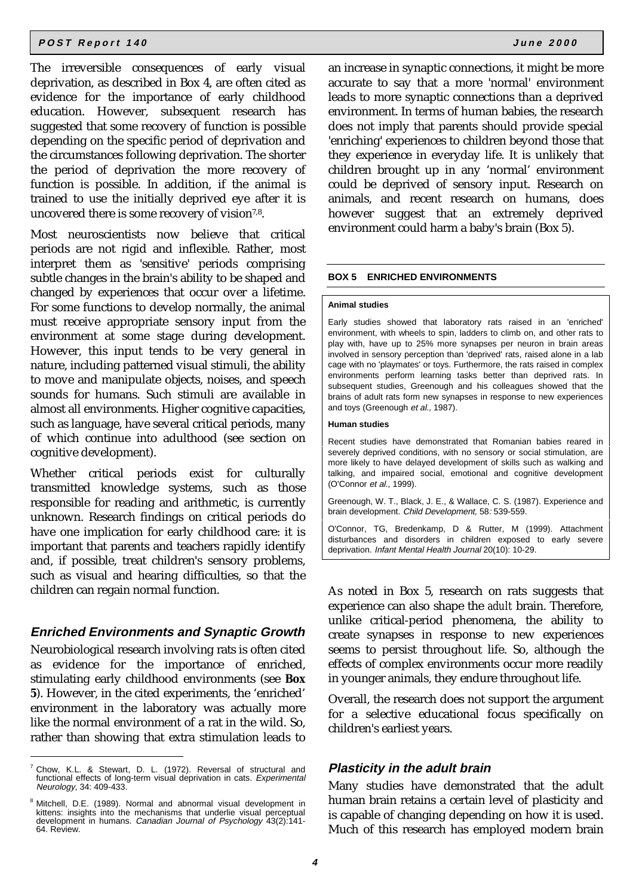The irreversible consequences of early visual deprivation, as described in Box 4, are often cited as evidence for the importance of early childhood education. However, subsequent research has suggested that some recovery of function is possible depending on the specific period of deprivation and the circumstances following deprivation. The shorter the period of deprivation the more recovery of function is possible. In addition, if the animal is trained to use the initially deprived eye after it is uncovered there is some recovery of vision[7,8].

Most neuroscientists now believe that critical periods are not rigid and inflexible. Rather, most interpret them as 'sensitive' periods comprising subtle changes in the brain's ability to be shaped and changed by experiences that occur over a lifetime. For some functions to develop normally, the animal must receive appropriate sensory input from the environment at some stage during development. However, this input tends to be very general in nature, including patterned visual stimuli, the ability to move and manipulate objects, noises, and speech sounds for humans. Such stimuli are available in almost all environments. Higher cognitive capacities, such as language, have several critical periods, many of which continue into adulthood (see section on cognitive development).

Whether critical periods exist for culturally transmitted knowledge systems, such as those responsible for reading and arithmetic, is currently unknown. Research findings on critical periods do have one implication for early childhood care: it is important that parents and teachers rapidly identify and, if possible, treat children's sensory problems, such as visual and hearing difficulties, so that the children can regain normal function.

### Enriched Environments and Synaptic Growth

Neurobiological research involving rats is often cited as evidence for the importance of enriched, stimulating early childhood environments (see **Box 5**). However, in the cited experiments, the 'enriched' environment in the laboratory was actually more like the normal environment of a rat in the wild. So, rather than showing that extra stimulation leads to an increase in synaptic connections, it might be more accurate to say that a more 'normal' environment leads to more synaptic connections than a deprived environment. In terms of human babies, the research does not imply that parents should provide special 'enriching' experiences to children beyond those that they experience in everyday life. It is unlikely that children brought up in any 'normal' environment could be deprived of sensory input. Research on animals, and recent research on humans, does however suggest that an extremely deprived environment could harm a baby's brain (Box 5).

**BOX 5 ENRICHED ENVIRONMENTS**

**Animal studies**

Early studies showed that laboratory rats raised in an 'enriched' environment, with wheels to spin, ladders to climb on, and other rats to play with, have up to 25% more synapses per neuron in brain areas involved in sensory perception than 'deprived' rats, raised alone in a lab cage with no 'playmates' or toys. Furthermore, the rats raised in complex environments perform learning tasks better than deprived rats. In subsequent studies, Greenough and his colleagues showed that the brains of adult rats form new synapses in response to new experiences and toys (Greenough *et al.*, 1987).

**Human studies**

Recent studies have demonstrated that Romanian babies reared in severely deprived conditions, with no sensory or social stimulation, are more likely to have delayed development of skills such as walking and talking, and impaired social, emotional and cognitive development (O'Connor *et al.*, 1999).

Greenough, W. T., Black, J. E., & Wallace, C. S. (1987). Experience and brain development. *Child Development,* 58*:* 539-559.

O'Connor, TG, Bredenkamp, D & Rutter, M (1999). Attachment disturbances and disorders in children exposed to early severe deprivation. *Infant Mental Health Journal* 20(10): 10-29.

As noted in Box 5, research on rats suggests that experience can also shape the *adult* brain. Therefore, unlike critical-period phenomena, the ability to create synapses in response to new experiences seems to persist throughout life. So, although the effects of complex environments occur more readily in younger animals, they endure throughout life.

Overall, the research does not support the argument for a selective educational focus specifically on children's earliest years.

### Plasticity in the adult brain

Many studies have demonstrated that the adult human brain retains a certain level of plasticity and is capable of changing depending on how it is used. Much of this research has employed modern brain

[7] Chow, K.L. & Stewart, D. L. (1972). Reversal of structural and functional effects of long-term visual deprivation in cats. *Experimental Neurology,* 34: 409-433.

[8] Mitchell, D.E. (1989). Normal and abnormal visual development in kittens: insights into the mechanisms that underlie visual perceptual development in humans. *Canadian Journal of Psychology* 43(2):141-64. Review.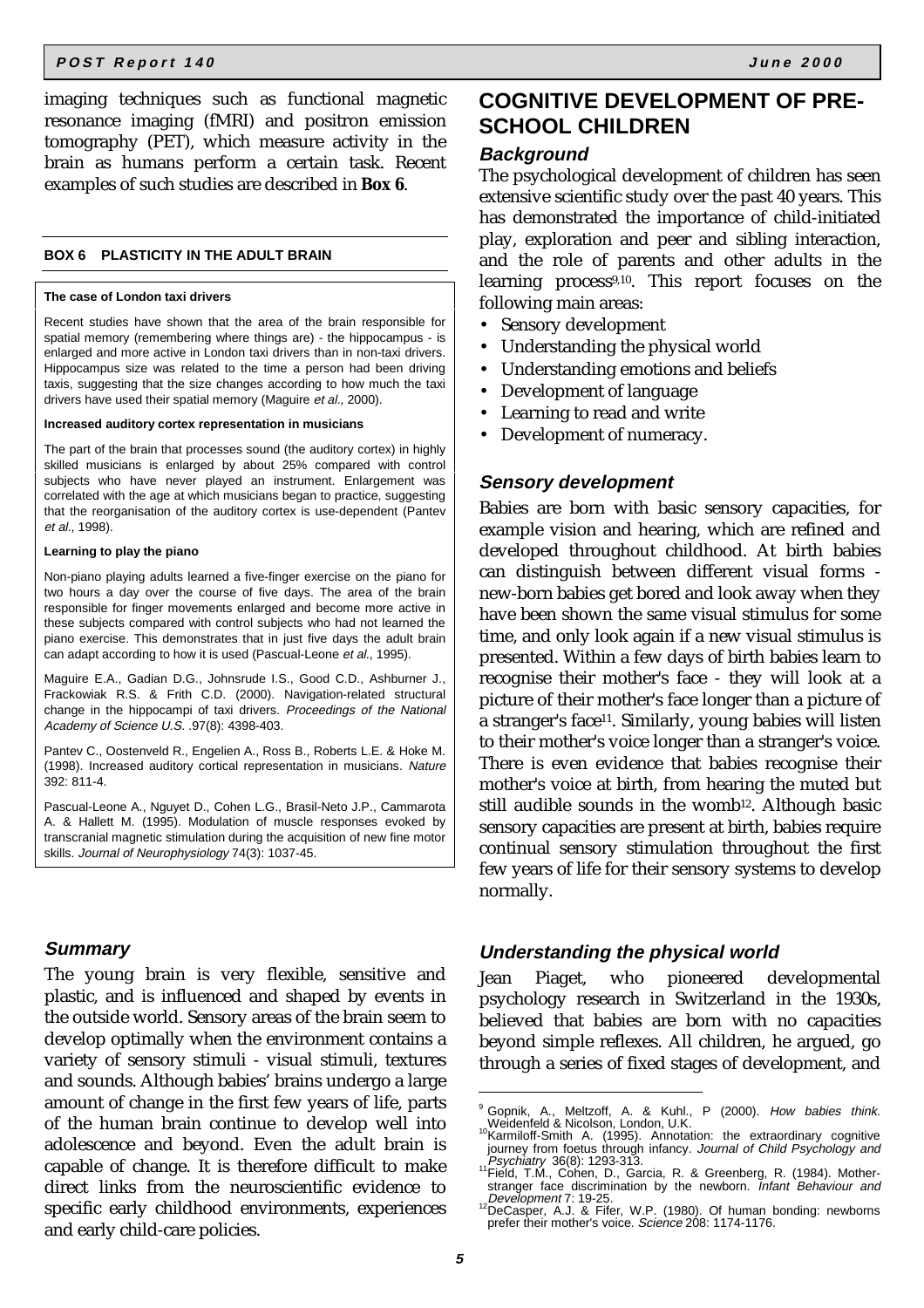imaging techniques such as functional magnetic resonance imaging (fMRI) and positron emission tomography (PET), which measure activity in the brain as humans perform a certain task. Recent examples of such studies are described in **Box 6**.

**BOX 6 PLASTICITY IN THE ADULT BRAIN**

**The case of London taxi drivers**

Recent studies have shown that the area of the brain responsible for spatial memory (remembering where things are) - the hippocampus - is enlarged and more active in London taxi drivers than in non-taxi drivers. Hippocampus size was related to the time a person had been driving taxis, suggesting that the size changes according to how much the taxi drivers have used their spatial memory (Maguire *et al.*, 2000).

**Increased auditory cortex representation in musicians**

The part of the brain that processes sound (the auditory cortex) in highly skilled musicians is enlarged by about 25% compared with control subjects who have never played an instrument. Enlargement was correlated with the age at which musicians began to practice, suggesting that the reorganisation of the auditory cortex is use-dependent (Pantev *et al.*, 1998).

**Learning to play the piano**

Non-piano playing adults learned a five-finger exercise on the piano for two hours a day over the course of five days. The area of the brain responsible for finger movements enlarged and become more active in these subjects compared with control subjects who had not learned the piano exercise. This demonstrates that in just five days the adult brain can adapt according to how it is used (Pascual-Leone *et al.*, 1995).

Maguire E.A., Gadian D.G., Johnsrude I.S., Good C.D., Ashburner J., Frackowiak R.S. & Frith C.D. (2000). Navigation-related structural change in the hippocampi of taxi drivers. *Proceedings of the National Academy of Science U.S.* .97(8): 4398-403.

Pantev C., Oostenveld R., Engelien A., Ross B., Roberts L.E. & Hoke M. (1998). Increased auditory cortical representation in musicians. *Nature* 392: 811-4.

Pascual-Leone A., Nguyet D., Cohen L.G., Brasil-Neto J.P., Cammarota A. & Hallett M. (1995). Modulation of muscle responses evoked by transcranial magnetic stimulation during the acquisition of new fine motor skills. *Journal of Neurophysiology* 74(3): 1037-45.

### Summary

The young brain is very flexible, sensitive and plastic, and is influenced and shaped by events in the outside world. Sensory areas of the brain seem to develop optimally when the environment contains a variety of sensory stimuli - visual stimuli, textures and sounds. Although babies' brains undergo a large amount of change in the first few years of life, parts of the human brain continue to develop well into adolescence and beyond. Even the adult brain is capable of change. It is therefore difficult to make direct links from the neuroscientific evidence to specific early childhood environments, experiences and early child-care policies.

## COGNITIVE DEVELOPMENT OF PRE-SCHOOL CHILDREN

### Background

The psychological development of children has seen extensive scientific study over the past 40 years. This has demonstrated the importance of child-initiated play, exploration and peer and sibling interaction, and the role of parents and other adults in the learning process[9,10]. This report focuses on the following main areas:

- Sensory development
- Understanding the physical world
- Understanding emotions and beliefs
- Development of language
- Learning to read and write
- Development of numeracy.

### Sensory development

Babies are born with basic sensory capacities, for example vision and hearing, which are refined and developed throughout childhood. At birth babies can distinguish between different visual forms - new-born babies get bored and look away when they have been shown the same visual stimulus for some time, and only look again if a new visual stimulus is presented. Within a few days of birth babies learn to recognise their mother's face - they will look at a picture of their mother's face longer than a picture of a stranger's face[11]. Similarly, young babies will listen to their mother's voice longer than a stranger's voice. There is even evidence that babies recognise their mother's voice at birth, from hearing the muted but still audible sounds in the womb[12]. Although basic sensory capacities are present at birth, babies require continual sensory stimulation throughout the first few years of life for their sensory systems to develop normally.

### Understanding the physical world

Jean Piaget, who pioneered developmental psychology research in Switzerland in the 1930s, believed that babies are born with no capacities beyond simple reflexes. All children, he argued, go through a series of fixed stages of development, and

[9] Gopnik, A., Meltzoff, A. & Kuhl., P (2000). *How babies think.* Weidenfeld & Nicolson, London, U.K.

[10] Karmiloff-Smith A. (1995). Annotation: the extraordinary cognitive journey from foetus through infancy. *Journal of Child Psychology and Psychiatry* 36(8): 1293-313.

[11] Field, T.M., Cohen, D., Garcia, R. & Greenberg, R. (1984). Mother-stranger face discrimination by the newborn. *Infant Behaviour and Development* 7: 19-25.

[12] DeCasper, A.J. & Fifer, W.P. (1980). Of human bonding: newborns prefer their mother's voice. *Science* 208: 1174-1176.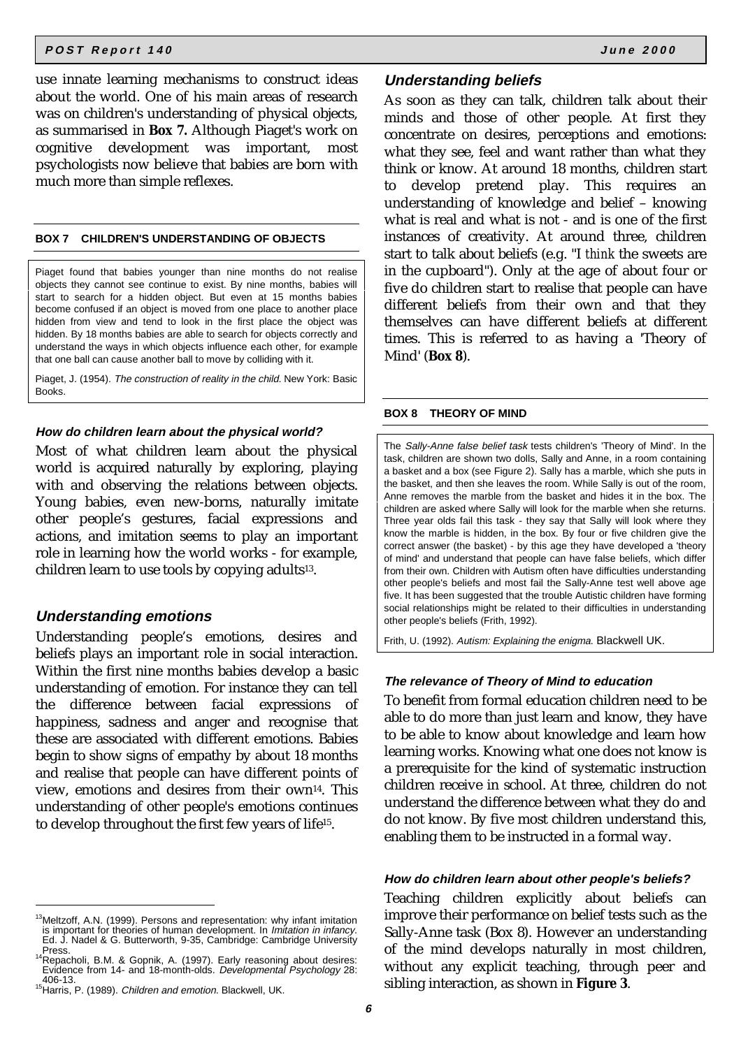use innate learning mechanisms to construct ideas about the world. One of his main areas of research was on children's understanding of physical objects, as summarised in **Box 7.** Although Piaget's work on cognitive development was important, most psychologists now believe that babies are born with much more than simple reflexes.

**BOX 7 CHILDREN'S UNDERSTANDING OF OBJECTS**

Piaget found that babies younger than nine months do not realise objects they cannot see continue to exist. By nine months, babies will start to search for a hidden object. But even at 15 months babies become confused if an object is moved from one place to another place hidden from view and tend to look in the first place the object was hidden. By 18 months babies are able to search for objects correctly and understand the ways in which objects influence each other, for example that one ball can cause another ball to move by colliding with it.

Piaget, J. (1954). *The construction of reality in the child.* New York: Basic Books.

#### *How do children learn about the physical world?*

Most of what children learn about the physical world is acquired naturally by exploring, playing with and observing the relations between objects. Young babies, even new-borns, naturally imitate other people's gestures, facial expressions and actions, and imitation seems to play an important role in learning how the world works - for example, children learn to use tools by copying adults[13].

### *Understanding emotions*

Understanding people's emotions, desires and beliefs plays an important role in social interaction. Within the first nine months babies develop a basic understanding of emotion. For instance they can tell the difference between facial expressions of happiness, sadness and anger and recognise that these are associated with different emotions. Babies begin to show signs of empathy by about 18 months and realise that people can have different points of view, emotions and desires from their own[14]. This understanding of other people's emotions continues to develop throughout the first few years of life[15].

### *Understanding beliefs*

As soon as they can talk, children talk about their minds and those of other people. At first they concentrate on desires, perceptions and emotions: what they see, feel and want rather than what they think or know. At around 18 months, children start to develop pretend play. This requires an understanding of knowledge and belief – knowing what is real and what is not - and is one of the first instances of creativity. At around three, children start to talk about beliefs (e.g. "I *think* the sweets are in the cupboard"). Only at the age of about four or five do children start to realise that people can have different beliefs from their own and that they themselves can have different beliefs at different times. This is referred to as having a 'Theory of Mind' (**Box 8**).

**BOX 8 THEORY OF MIND**

The *Sally-Anne false belief task* tests children's 'Theory of Mind'. In the task, children are shown two dolls, Sally and Anne, in a room containing a basket and a box (see Figure 2). Sally has a marble, which she puts in the basket, and then she leaves the room. While Sally is out of the room, Anne removes the marble from the basket and hides it in the box. The children are asked where Sally will look for the marble when she returns. Three year olds fail this task - they say that Sally will look where they know the marble is hidden, in the box. By four or five children give the correct answer (the basket) - by this age they have developed a 'theory of mind' and understand that people can have false beliefs, which differ from their own. Children with Autism often have difficulties understanding other people's beliefs and most fail the Sally-Anne test well above age five. It has been suggested that the trouble Autistic children have forming social relationships might be related to their difficulties in understanding other people's beliefs (Frith, 1992).

Frith, U. (1992). *Autism: Explaining the enigma.* Blackwell UK.

#### *The relevance of Theory of Mind to education*

To benefit from formal education children need to be able to do more than just learn and know, they have to be able to know about knowledge and learn how learning works. Knowing what one does not know is a prerequisite for the kind of systematic instruction children receive in school. At three, children do not understand the difference between what they do and do not know. By five most children understand this, enabling them to be instructed in a formal way.

#### *How do children learn about other people's beliefs?*

Teaching children explicitly about beliefs can improve their performance on belief tests such as the Sally-Anne task (Box 8). However an understanding of the mind develops naturally in most children, without any explicit teaching, through peer and sibling interaction, as shown in **Figure 3**.

---

[13] Meltzoff, A.N. (1999). Persons and representation: why infant imitation is important for theories of human development. In *Imitation in infancy.* Ed. J. Nadel & G. Butterworth, 9-35, Cambridge: Cambridge University Press.

[14] Repacholi, B.M. & Gopnik, A. (1997). Early reasoning about desires: Evidence from 14- and 18-month-olds. *Developmental Psychology* 28: 406-13.

[15] Harris, P. (1989). *Children and emotion.* Blackwell, UK.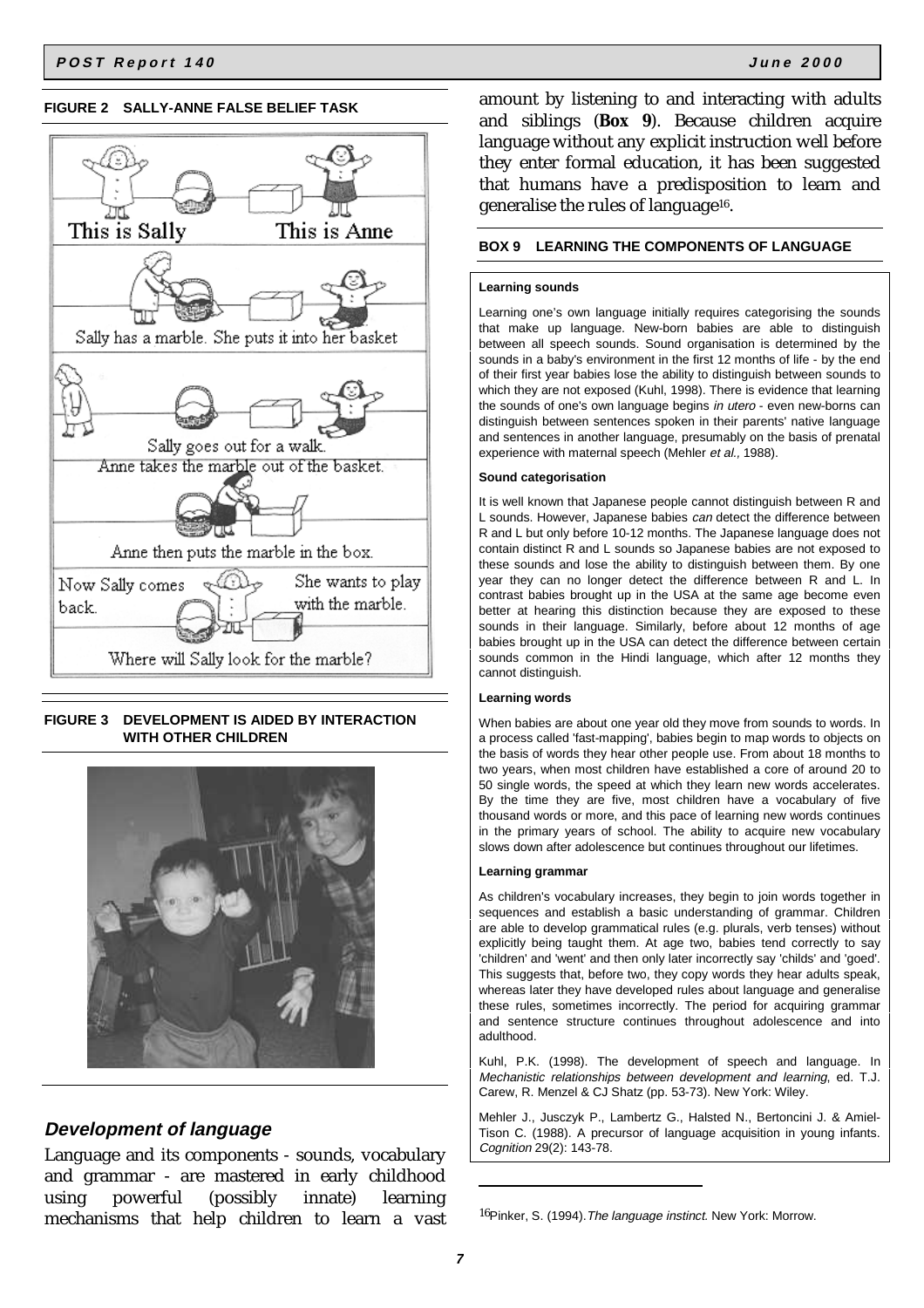**FIGURE 2 SALLY-ANNE FALSE BELIEF TASK**

This is Sally

This is Anne

Sally has a marble. She puts it into her basket

Sally goes out for a walk.

Anne takes the marble out of the basket.

Anne then puts the marble in the box.

Now Sally comes back.

She wants to play with the marble.

Where will Sally look for the marble?

**FIGURE 3 DEVELOPMENT IS AIDED BY INTERACTION WITH OTHER CHILDREN**

## *Development of language*

Language and its components - sounds, vocabulary and grammar - are mastered in early childhood using powerful (possibly innate) learning mechanisms that help children to learn a vast amount by listening to and interacting with adults and siblings (**Box 9**). Because children acquire language without any explicit instruction well before they enter formal education, it has been suggested that humans have a predisposition to learn and generalise the rules of language[16].

**BOX 9 LEARNING THE COMPONENTS OF LANGUAGE**

**Learning sounds**

Learning one's own language initially requires categorising the sounds that make up language. New-born babies are able to distinguish between all speech sounds. Sound organisation is determined by the sounds in a baby's environment in the first 12 months of life - by the end of their first year babies lose the ability to distinguish between sounds to which they are not exposed (Kuhl, 1998). There is evidence that learning the sounds of one's own language begins *in utero* - even new-borns can distinguish between sentences spoken in their parents' native language and sentences in another language, presumably on the basis of prenatal experience with maternal speech (Mehler *et al.,* 1988).

**Sound categorisation**

It is well known that Japanese people cannot distinguish between R and L sounds. However, Japanese babies *can* detect the difference between R and L but only before 10-12 months. The Japanese language does not contain distinct R and L sounds so Japanese babies are not exposed to these sounds and lose the ability to distinguish between them. By one year they can no longer detect the difference between R and L. In contrast babies brought up in the USA at the same age become even better at hearing this distinction because they are exposed to these sounds in their language. Similarly, before about 12 months of age babies brought up in the USA can detect the difference between certain sounds common in the Hindi language, which after 12 months they cannot distinguish.

**Learning words**

When babies are about one year old they move from sounds to words. In a process called 'fast-mapping', babies begin to map words to objects on the basis of words they hear other people use. From about 18 months to two years, when most children have established a core of around 20 to 50 single words, the speed at which they learn new words accelerates. By the time they are five, most children have a vocabulary of five thousand words or more, and this pace of learning new words continues in the primary years of school. The ability to acquire new vocabulary slows down after adolescence but continues throughout our lifetimes.

**Learning grammar**

As children's vocabulary increases, they begin to join words together in sequences and establish a basic understanding of grammar. Children are able to develop grammatical rules (e.g. plurals, verb tenses) without explicitly being taught them. At age two, babies tend correctly to say 'children' and 'went' and then only later incorrectly say 'childs' and 'goed'. This suggests that, before two, they copy words they hear adults speak, whereas later they have developed rules about language and generalise these rules, sometimes incorrectly. The period for acquiring grammar and sentence structure continues throughout adolescence and into adulthood.

Kuhl, P.K. (1998). The development of speech and language. In *Mechanistic relationships between development and learning*, ed. T.J. Carew, R. Menzel & CJ Shatz (pp. 53-73). New York: Wiley.

Mehler J., Jusczyk P., Lambertz G., Halsted N., Bertoncini J. & Amiel-Tison C. (1988). A precursor of language acquisition in young infants. *Cognition* 29(2): 143-78.

---

[16] Pinker, S. (1994). *The language instinct.* New York: Morrow.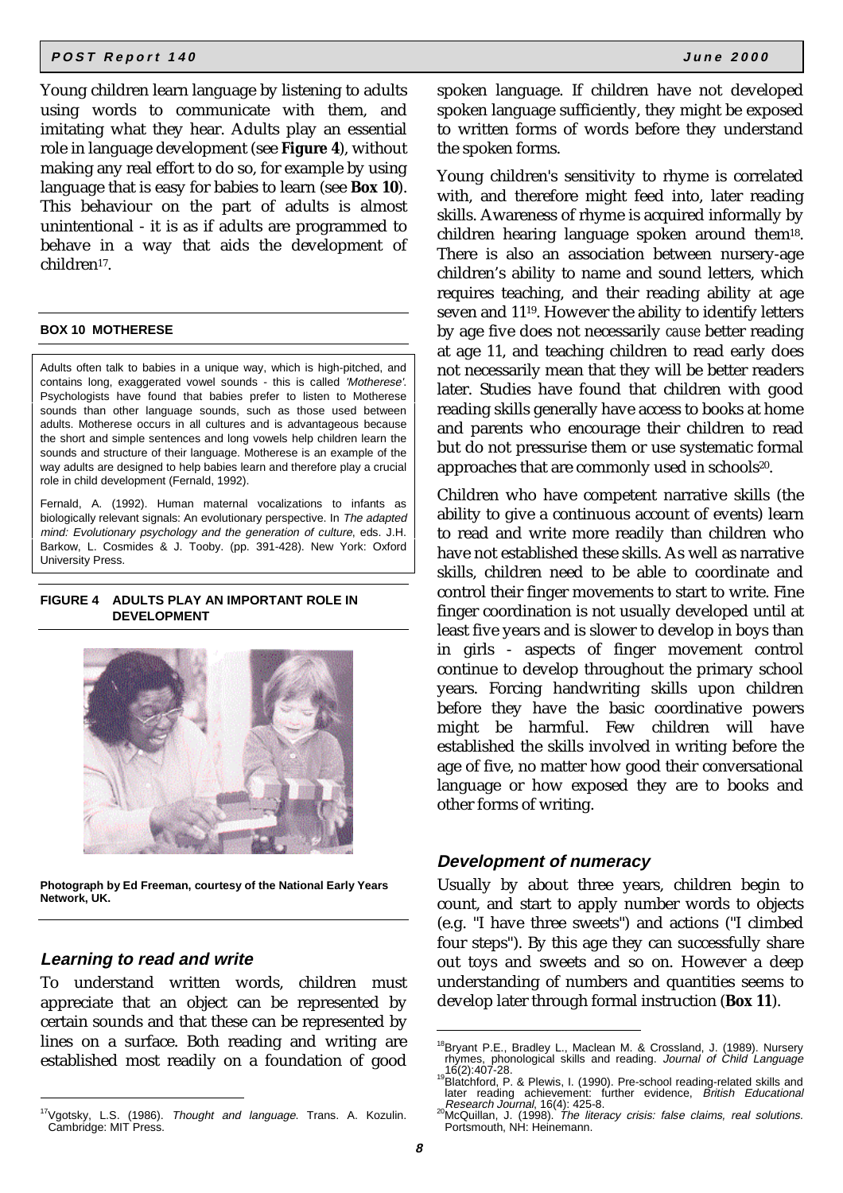Young children learn language by listening to adults using words to communicate with them, and imitating what they hear. Adults play an essential role in language development (see **Figure 4**), without making any real effort to do so, for example by using language that is easy for babies to learn (see **Box 10**). This behaviour on the part of adults is almost unintentional - it is as if adults are programmed to behave in a way that aids the development of children[17].

**BOX 10 MOTHERESE**

Adults often talk to babies in a unique way, which is high-pitched, and contains long, exaggerated vowel sounds - this is called *'Motherese'.* Psychologists have found that babies prefer to listen to Motherese sounds than other language sounds, such as those used between adults. Motherese occurs in all cultures and is advantageous because the short and simple sentences and long vowels help children learn the sounds and structure of their language. Motherese is an example of the way adults are designed to help babies learn and therefore play a crucial role in child development (Fernald, 1992).

Fernald, A. (1992). Human maternal vocalizations to infants as biologically relevant signals: An evolutionary perspective. In *The adapted mind: Evolutionary psychology and the generation of culture*, eds. J.H. Barkow, L. Cosmides & J. Tooby. (pp. 391-428). New York: Oxford University Press.

**FIGURE 4 ADULTS PLAY AN IMPORTANT ROLE IN DEVELOPMENT**

**Photograph by Ed Freeman, courtesy of the National Early Years Network, UK.**

### *Learning to read and write*

To understand written words, children must appreciate that an object can be represented by certain sounds and that these can be represented by lines on a surface. Both reading and writing are established most readily on a foundation of good spoken language. If children have not developed spoken language sufficiently, they might be exposed to written forms of words before they understand the spoken forms.

Young children's sensitivity to rhyme is correlated with, and therefore might feed into, later reading skills. Awareness of rhyme is acquired informally by children hearing language spoken around them[18]. There is also an association between nursery-age children's ability to name and sound letters, which requires teaching, and their reading ability at age seven and 11[19]. However the ability to identify letters by age five does not necessarily *cause* better reading at age 11, and teaching children to read early does not necessarily mean that they will be better readers later. Studies have found that children with good reading skills generally have access to books at home and parents who encourage their children to read but do not pressurise them or use systematic formal approaches that are commonly used in schools[20].

Children who have competent narrative skills (the ability to give a continuous account of events) learn to read and write more readily than children who have not established these skills. As well as narrative skills, children need to be able to coordinate and control their finger movements to start to write. Fine finger coordination is not usually developed until at least five years and is slower to develop in boys than in girls - aspects of finger movement control continue to develop throughout the primary school years. Forcing handwriting skills upon children before they have the basic coordinative powers might be harmful. Few children will have established the skills involved in writing before the age of five, no matter how good their conversational language or how exposed they are to books and other forms of writing.

### *Development of numeracy*

Usually by about three years, children begin to count, and start to apply number words to objects (e.g. "I have three sweets") and actions ("I climbed four steps"). By this age they can successfully share out toys and sweets and so on. However a deep understanding of numbers and quantities seems to develop later through formal instruction (**Box 11**).

[17] Vgotsky, L.S. (1986). *Thought and language.* Trans. A. Kozulin. Cambridge: MIT Press.

[18] Bryant P.E., Bradley L., Maclean M. & Crossland, J. (1989). Nursery rhymes, phonological skills and reading. *Journal of Child Language* 16(2):407-28.

[19] Blatchford, P. & Plewis, I. (1990). Pre-school reading-related skills and later reading achievement: further evidence, *British Educational Research Journal*, 16(4): 425-8.

[20] McQuillan, J. (1998). *The literacy crisis: false claims, real solutions.* Portsmouth, NH: Heinemann.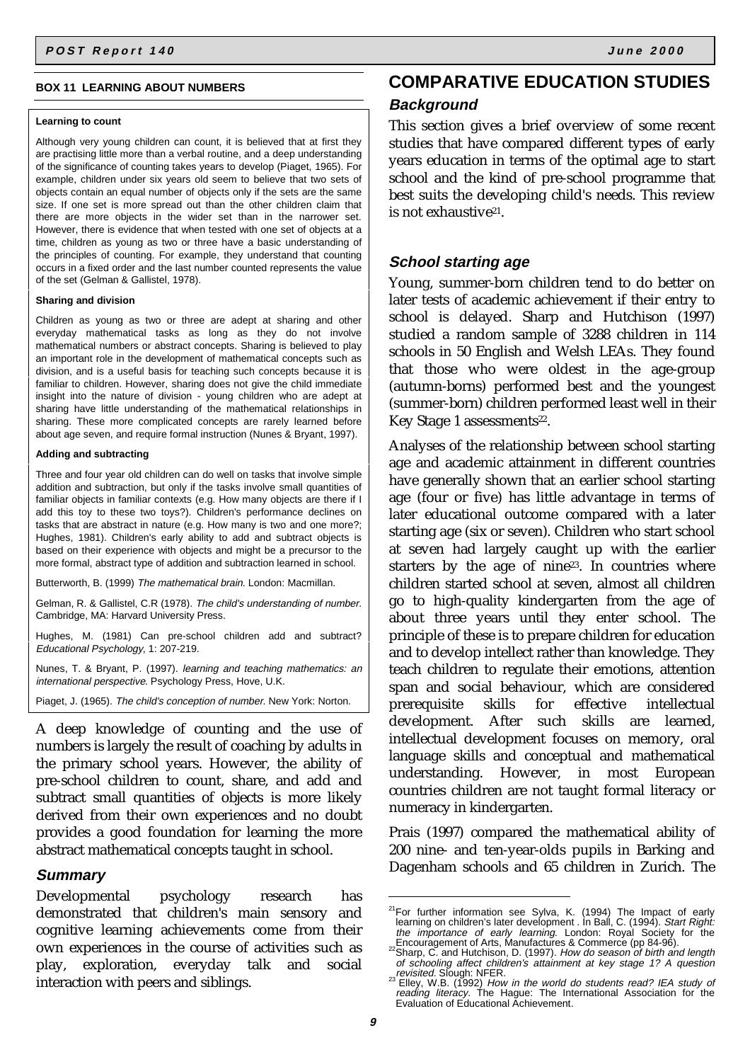### BOX 11 LEARNING ABOUT NUMBERS

**Learning to count**

Although very young children can count, it is believed that at first they are practising little more than a verbal routine, and a deep understanding of the significance of counting takes years to develop (Piaget, 1965). For example, children under six years old seem to believe that two sets of objects contain an equal number of objects only if the sets are the same size. If one set is more spread out than the other children claim that there are more objects in the wider set than in the narrower set. However, there is evidence that when tested with one set of objects at a time, children as young as two or three have a basic understanding of the principles of counting. For example, they understand that counting occurs in a fixed order and the last number counted represents the value of the set (Gelman & Gallistel, 1978).

**Sharing and division**

Children as young as two or three are adept at sharing and other everyday mathematical tasks as long as they do not involve mathematical numbers or abstract concepts. Sharing is believed to play an important role in the development of mathematical concepts such as division, and is a useful basis for teaching such concepts because it is familiar to children. However, sharing does not give the child immediate insight into the nature of division - young children who are adept at sharing have little understanding of the mathematical relationships in sharing. These more complicated concepts are rarely learned before about age seven, and require formal instruction (Nunes & Bryant, 1997).

**Adding and subtracting**

Three and four year old children can do well on tasks that involve simple addition and subtraction, but only if the tasks involve small quantities of familiar objects in familiar contexts (e.g. How many objects are there if I add this toy to these two toys?). Children's performance declines on tasks that are abstract in nature (e.g. How many is two and one more?; Hughes, 1981). Children's early ability to add and subtract objects is based on their experience with objects and might be a precursor to the more formal, abstract type of addition and subtraction learned in school.

Butterworth, B. (1999) *The mathematical brain.* London: Macmillan.

Gelman, R. & Gallistel, C.R (1978). *The child's understanding of number.* Cambridge, MA: Harvard University Press.

Hughes, M. (1981) Can pre-school children add and subtract? *Educational Psychology*, 1: 207-219.

Nunes, T. & Bryant, P. (1997). *learning and teaching mathematics: an international perspective.* Psychology Press, Hove, U.K.

Piaget, J. (1965). *The child's conception of number.* New York: Norton.

A deep knowledge of counting and the use of numbers is largely the result of coaching by adults in the primary school years. However, the ability of pre-school children to count, share, and add and subtract small quantities of objects is more likely derived from their own experiences and no doubt provides a good foundation for learning the more abstract mathematical concepts taught in school.

### *Summary*

Developmental psychology research has demonstrated that children's main sensory and cognitive learning achievements come from their own experiences in the course of activities such as play, exploration, everyday talk and social interaction with peers and siblings.

## COMPARATIVE EDUCATION STUDIES

### *Background*

This section gives a brief overview of some recent studies that have compared different types of early years education in terms of the optimal age to start school and the kind of pre-school programme that best suits the developing child's needs. This review is not exhaustive[21].

### *School starting age*

Young, summer-born children tend to do better on later tests of academic achievement if their entry to school is delayed. Sharp and Hutchison (1997) studied a random sample of 3288 children in 114 schools in 50 English and Welsh LEAs. They found that those who were oldest in the age-group (autumn-borns) performed best and the youngest (summer-born) children performed least well in their Key Stage 1 assessments[22].

Analyses of the relationship between school starting age and academic attainment in different countries have generally shown that an earlier school starting age (four or five) has little advantage in terms of later educational outcome compared with a later starting age (six or seven). Children who start school at seven had largely caught up with the earlier starters by the age of nine[23]. In countries where children started school at seven, almost all children go to high-quality kindergarten from the age of about three years until they enter school. The principle of these is to prepare children for education and to develop intellect rather than knowledge. They teach children to regulate their emotions, attention span and social behaviour, which are considered prerequisite skills for effective intellectual development. After such skills are learned, intellectual development focuses on memory, oral language skills and conceptual and mathematical understanding. However, in most European countries children are not taught formal literacy or numeracy in kindergarten.

Prais (1997) compared the mathematical ability of 200 nine- and ten-year-olds pupils in Barking and Dagenham schools and 65 children in Zurich. The

---

[21] For further information see Sylva, K. (1994) The Impact of early learning on children's later development . In Ball, C. (1994). *Start Right: the importance of early learning.* London: Royal Society for the Encouragement of Arts, Manufactures & Commerce (pp 84-96).

[22] Sharp, C. and Hutchison, D. (1997). *How do season of birth and length of schooling affect children's attainment at key stage 1? A question revisited.* Slough: NFER.

[23] Elley, W.B. (1992) *How in the world do students read? IEA study of reading literacy.* The Hague: The International Association for the Evaluation of Educational Achievement.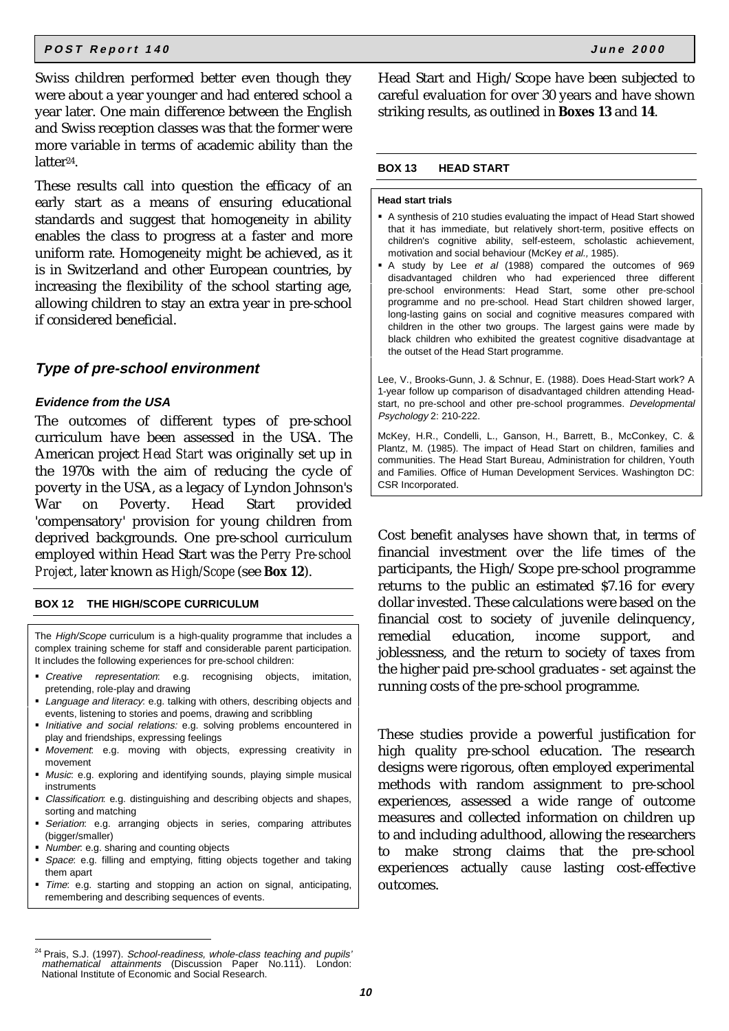Swiss children performed better even though they were about a year younger and had entered school a year later. One main difference between the English and Swiss reception classes was that the former were more variable in terms of academic ability than the latter[24].

These results call into question the efficacy of an early start as a means of ensuring educational standards and suggest that homogeneity in ability enables the class to progress at a faster and more uniform rate. Homogeneity might be achieved, as it is in Switzerland and other European countries, by increasing the flexibility of the school starting age, allowing children to stay an extra year in pre-school if considered beneficial.

## *Type of pre-school environment*

### *Evidence from the USA*

The outcomes of different types of pre-school curriculum have been assessed in the USA. The American project *Head Start* was originally set up in the 1970s with the aim of reducing the cycle of poverty in the USA, as a legacy of Lyndon Johnson's War on Poverty. Head Start provided 'compensatory' provision for young children from deprived backgrounds. One pre-school curriculum employed within Head Start was the *Perry Pre-school Project*, later known as *High/Scope* (see **Box 12**).

#### BOX 12 THE HIGH/SCOPE CURRICULUM

The *High/Scope* curriculum is a high-quality programme that includes a complex training scheme for staff and considerable parent participation. It includes the following experiences for pre-school children:

- *Creative representation*: e.g. recognising objects, imitation, pretending, role-play and drawing
- *Language and literacy*: e.g. talking with others, describing objects and events, listening to stories and poems, drawing and scribbling
- *Initiative and social relations:* e.g. solving problems encountered in play and friendships, expressing feelings
- *Movement*: e.g. moving with objects, expressing creativity in movement
- *Music*: e.g. exploring and identifying sounds, playing simple musical instruments
- *Classification*: e.g. distinguishing and describing objects and shapes, sorting and matching
- *Seriation*: e.g. arranging objects in series, comparing attributes (bigger/smaller)
- *Number*: e.g. sharing and counting objects
- *Space*: e.g. filling and emptying, fitting objects together and taking them apart
- *Time*: e.g. starting and stopping an action on signal, anticipating, remembering and describing sequences of events.

Head Start and High/Scope have been subjected to careful evaluation for over 30 years and have shown striking results, as outlined in **Boxes 13** and **14**.

#### BOX 13 HEAD START

**Head start trials**

- A synthesis of 210 studies evaluating the impact of Head Start showed that it has immediate, but relatively short-term, positive effects on children's cognitive ability, self-esteem, scholastic achievement, motivation and social behaviour (McKey *et al.*, 1985).
- A study by Lee *et al* (1988) compared the outcomes of 969 disadvantaged children who had experienced three different pre-school environments: Head Start, some other pre-school programme and no pre-school. Head Start children showed larger, long-lasting gains on social and cognitive measures compared with children in the other two groups. The largest gains were made by black children who exhibited the greatest cognitive disadvantage at the outset of the Head Start programme.

Lee, V., Brooks-Gunn, J. & Schnur, E. (1988). Does Head-Start work? A 1-year follow up comparison of disadvantaged children attending Head-start, no pre-school and other pre-school programmes. *Developmental Psychology* 2: 210-222.

McKey, H.R., Condelli, L., Ganson, H., Barrett, B., McConkey, C. & Plantz, M. (1985). The impact of Head Start on children, families and communities. The Head Start Bureau, Administration for children, Youth and Families. Office of Human Development Services. Washington DC: CSR Incorporated.

Cost benefit analyses have shown that, in terms of financial investment over the life times of the participants, the High/Scope pre-school programme returns to the public an estimated $7.16 for every dollar invested. These calculations were based on the financial cost to society of juvenile delinquency, remedial education, income support, and joblessness, and the return to society of taxes from the higher paid pre-school graduates - set against the running costs of the pre-school programme.

These studies provide a powerful justification for high quality pre-school education. The research designs were rigorous, often employed experimental methods with random assignment to pre-school experiences, assessed a wide range of outcome measures and collected information on children up to and including adulthood, allowing the researchers to make strong claims that the pre-school experiences actually *cause* lasting cost-effective outcomes.

[24] Prais, S.J. (1997). *School-readiness, whole-class teaching and pupils' mathematical attainments* (Discussion Paper No.111). London: National Institute of Economic and Social Research.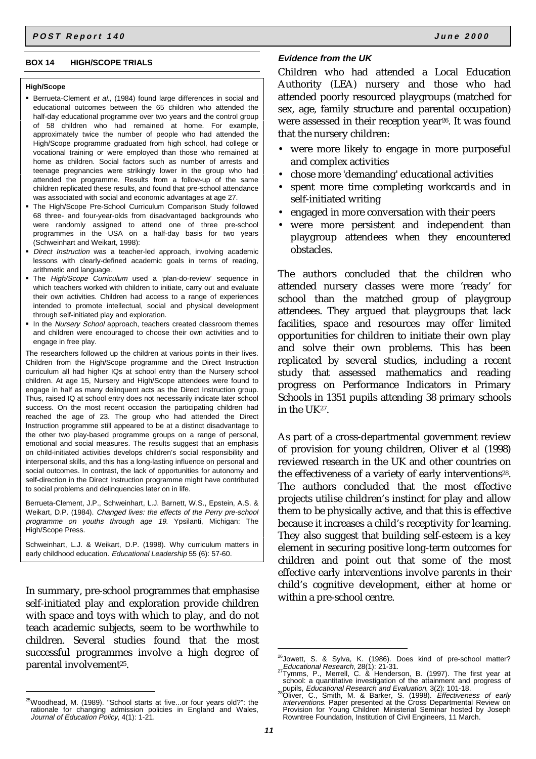### BOX 14 HIGH/SCOPE TRIALS

**High/Scope**

- Berrueta-Clement *et al.,* (1984) found large differences in social and educational outcomes between the 65 children who attended the half-day educational programme over two years and the control group of 58 children who had remained at home. For example, approximately twice the number of people who had attended the High/Scope programme graduated from high school, had college or vocational training or were employed than those who remained at home as children. Social factors such as number of arrests and teenage pregnancies were strikingly lower in the group who had attended the programme. Results from a follow-up of the same children replicated these results, and found that pre-school attendance was associated with social and economic advantages at age 27.
- The High/Scope Pre-School Curriculum Comparison Study followed 68 three- and four-year-olds from disadvantaged backgrounds who were randomly assigned to attend one of three pre-school programmes in the USA on a half-day basis for two years (Schweinhart and Weikart, 1998):
- *Direct Instruction* was a teacher-led approach, involving academic lessons with clearly-defined academic goals in terms of reading, arithmetic and language.
- The *High/Scope Curriculum* used a 'plan-do-review' sequence in which teachers worked with children to initiate, carry out and evaluate their own activities. Children had access to a range of experiences intended to promote intellectual, social and physical development through self-initiated play and exploration.
- In the *Nursery School* approach, teachers created classroom themes and children were encouraged to choose their own activities and to engage in free play.

The researchers followed up the children at various points in their lives. Children from the High/Scope programme and the Direct Instruction curriculum all had higher IQs at school entry than the Nursery school children. At age 15, Nursery and High/Scope attendees were found to engage in half as many delinquent acts as the Direct Instruction group. Thus, raised IQ at school entry does not necessarily indicate later school success. On the most recent occasion the participating children had reached the age of 23. The group who had attended the Direct Instruction programme still appeared to be at a distinct disadvantage to the other two play-based programme groups on a range of personal, emotional and social measures. The results suggest that an emphasis on child-initiated activities develops children's social responsibility and interpersonal skills, and this has a long-lasting influence on personal and social outcomes. In contrast, the lack of opportunities for autonomy and self-direction in the Direct Instruction programme might have contributed to social problems and delinquencies later on in life.

Berrueta-Clement, J.P., Schweinhart, L.J. Barnett, W.S., Epstein, A.S. & Weikart, D.P. (1984). *Changed lives: the effects of the Perry pre-school programme on youths through age 19.* Ypsilanti, Michigan: The High/Scope Press.

Schweinhart, L.J. & Weikart, D.P. (1998). Why curriculum matters in early childhood education. *Educational Leadership* 55 (6): 57-60.

In summary, pre-school programmes that emphasise self-initiated play and exploration provide children with space and toys with which to play, and do not teach academic subjects, seem to be worthwhile to children. Several studies found that the most successful programmes involve a high degree of parental involvement[25].

#### *Evidence from the UK*

Children who had attended a Local Education Authority (LEA) nursery and those who had attended poorly resourced playgroups (matched for sex, age, family structure and parental occupation) were assessed in their reception year[26]. It was found that the nursery children:

- were more likely to engage in more purposeful and complex activities
- chose more 'demanding' educational activities
- spent more time completing workcards and in self-initiated writing
- engaged in more conversation with their peers
- were more persistent and independent than playgroup attendees when they encountered obstacles.

The authors concluded that the children who attended nursery classes were more 'ready' for school than the matched group of playgroup attendees. They argued that playgroups that lack facilities, space and resources may offer limited opportunities for children to initiate their own play and solve their own problems. This has been replicated by several studies, including a recent study that assessed mathematics and reading progress on Performance Indicators in Primary Schools in 1351 pupils attending 38 primary schools in the UK[27].

As part of a cross-departmental government review of provision for young children, Oliver *et al* (1998) reviewed research in the UK and other countries on the effectiveness of a variety of early interventions[28]. The authors concluded that the most effective projects utilise children's instinct for play and allow them to be physically active, and that this is effective because it increases a child's receptivity for learning. They also suggest that building self-esteem is a key element in securing positive long-term outcomes for children and point out that some of the most effective early interventions involve parents in their child's cognitive development, either at home or within a pre-school centre.

---

[25] Woodhead, M. (1989). "School starts at five...or four years old?": the rationale for changing admission policies in England and Wales, *Journal of Education Policy*, 4(1): 1-21.

[26] Jowett, S. & Sylva, K. (1986). Does kind of pre-school matter? *Educational Research*, 28(1): 21-31.

[27] Tymms, P., Merrell, C. & Henderson, B. (1997). The first year at school: a quantitative investigation of the attainment and progress of pupils, *Educational Research and Evaluation*, 3(2): 101-18.

[28] Oliver, C., Smith, M. & Barker, S. (1998). *Effectiveness of early interventions.* Paper presented at the Cross Departmental Review on Provision for Young Children Ministerial Seminar hosted by Joseph Rowntree Foundation, Institution of Civil Engineers, 11 March.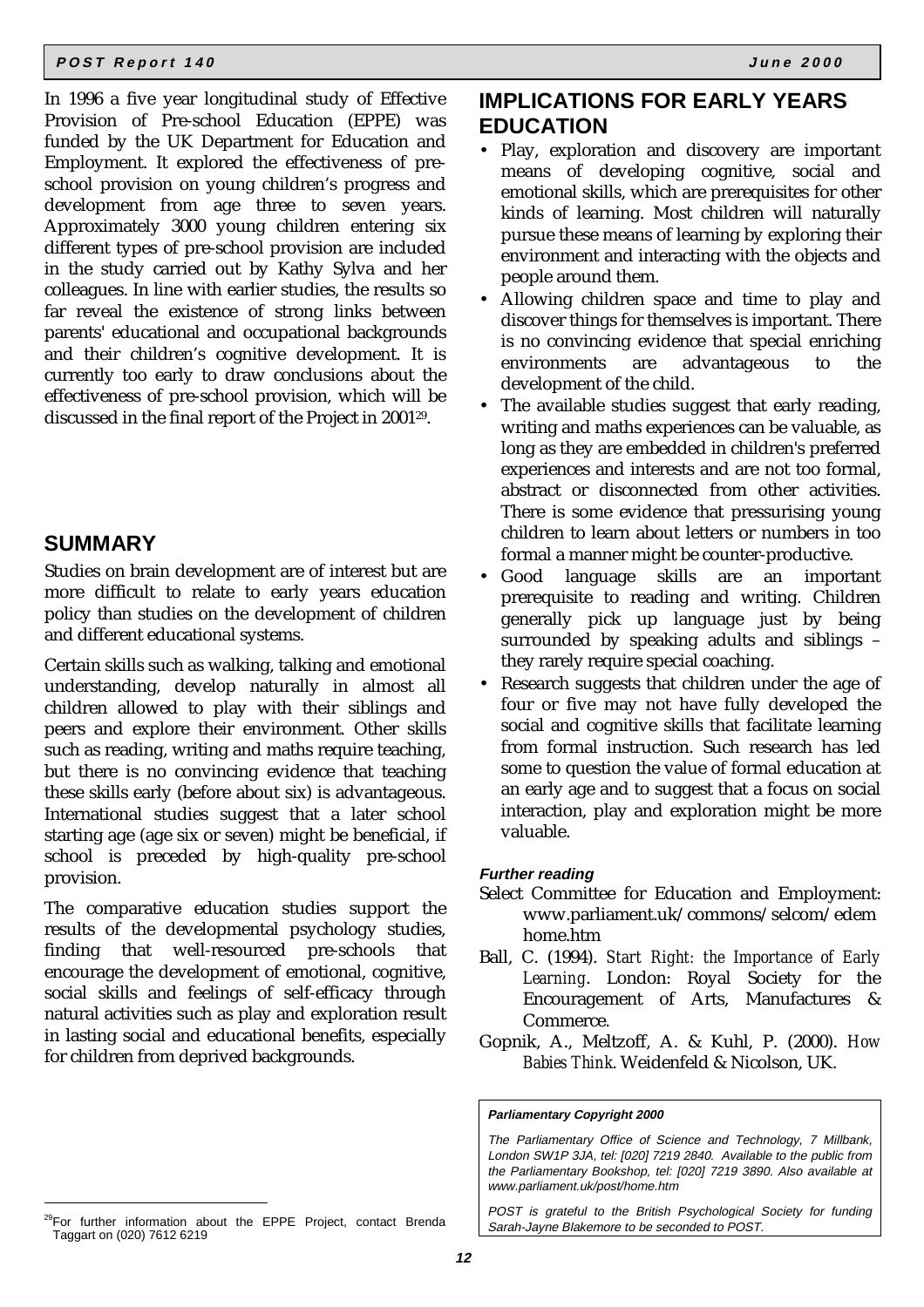In 1996 a five year longitudinal study of Effective Provision of Pre-school Education (EPPE) was funded by the UK Department for Education and Employment. It explored the effectiveness of pre-school provision on young children's progress and development from age three to seven years. Approximately 3000 young children entering six different types of pre-school provision are included in the study carried out by Kathy Sylva and her colleagues. In line with earlier studies, the results so far reveal the existence of strong links between parents' educational and occupational backgrounds and their children's cognitive development. It is currently too early to draw conclusions about the effectiveness of pre-school provision, which will be discussed in the final report of the Project in 2001[29].

## SUMMARY

Studies on brain development are of interest but are more difficult to relate to early years education policy than studies on the development of children and different educational systems.

Certain skills such as walking, talking and emotional understanding, develop naturally in almost all children allowed to play with their siblings and peers and explore their environment. Other skills such as reading, writing and maths require teaching, but there is no convincing evidence that teaching these skills early (before about six) is advantageous. International studies suggest that a later school starting age (age six or seven) might be beneficial, if school is preceded by high-quality pre-school provision.

The comparative education studies support the results of the developmental psychology studies, finding that well-resourced pre-schools that encourage the development of emotional, cognitive, social skills and feelings of self-efficacy through natural activities such as play and exploration result in lasting social and educational benefits, especially for children from deprived backgrounds.

[29]For further information about the EPPE Project, contact Brenda Taggart on (020) 7612 6219

## IMPLICATIONS FOR EARLY YEARS EDUCATION

- Play, exploration and discovery are important means of developing cognitive, social and emotional skills, which are prerequisites for other kinds of learning. Most children will naturally pursue these means of learning by exploring their environment and interacting with the objects and people around them.
- Allowing children space and time to play and discover things for themselves is important. There is no convincing evidence that special enriching environments are advantageous to the development of the child.
- The available studies suggest that early reading, writing and maths experiences can be valuable, as long as they are embedded in children's preferred experiences and interests and are not too formal, abstract or disconnected from other activities. There is some evidence that pressurising young children to learn about letters or numbers in too formal a manner might be counter-productive.
- Good language skills are an important prerequisite to reading and writing. Children generally pick up language just by being surrounded by speaking adults and siblings – they rarely require special coaching.
- Research suggests that children under the age of four or five may not have fully developed the social and cognitive skills that facilitate learning from formal instruction. Such research has led some to question the value of formal education at an early age and to suggest that a focus on social interaction, play and exploration might be more valuable.

#### *Further reading*

Select Committee for Education and Employment: www.parliament.uk/commons/selcom/edemhome.htm

Ball, C. (1994). *Start Right: the Importance of Early Learning*. London: Royal Society for the Encouragement of Arts, Manufactures & Commerce.

Gopnik, A., Meltzoff, A. & Kuhl, P. (2000). *How Babies Think*. Weidenfeld & Nicolson, UK.

***Parliamentary Copyright 2000***

*The Parliamentary Office of Science and Technology, 7 Millbank, London SW1P 3JA, tel: [020] 7219 2840. Available to the public from the Parliamentary Bookshop, tel: [020] 7219 3890. Also available at www.parliament.uk/post/home.htm*

*POST is grateful to the British Psychological Society for funding Sarah-Jayne Blakemore to be seconded to POST.*